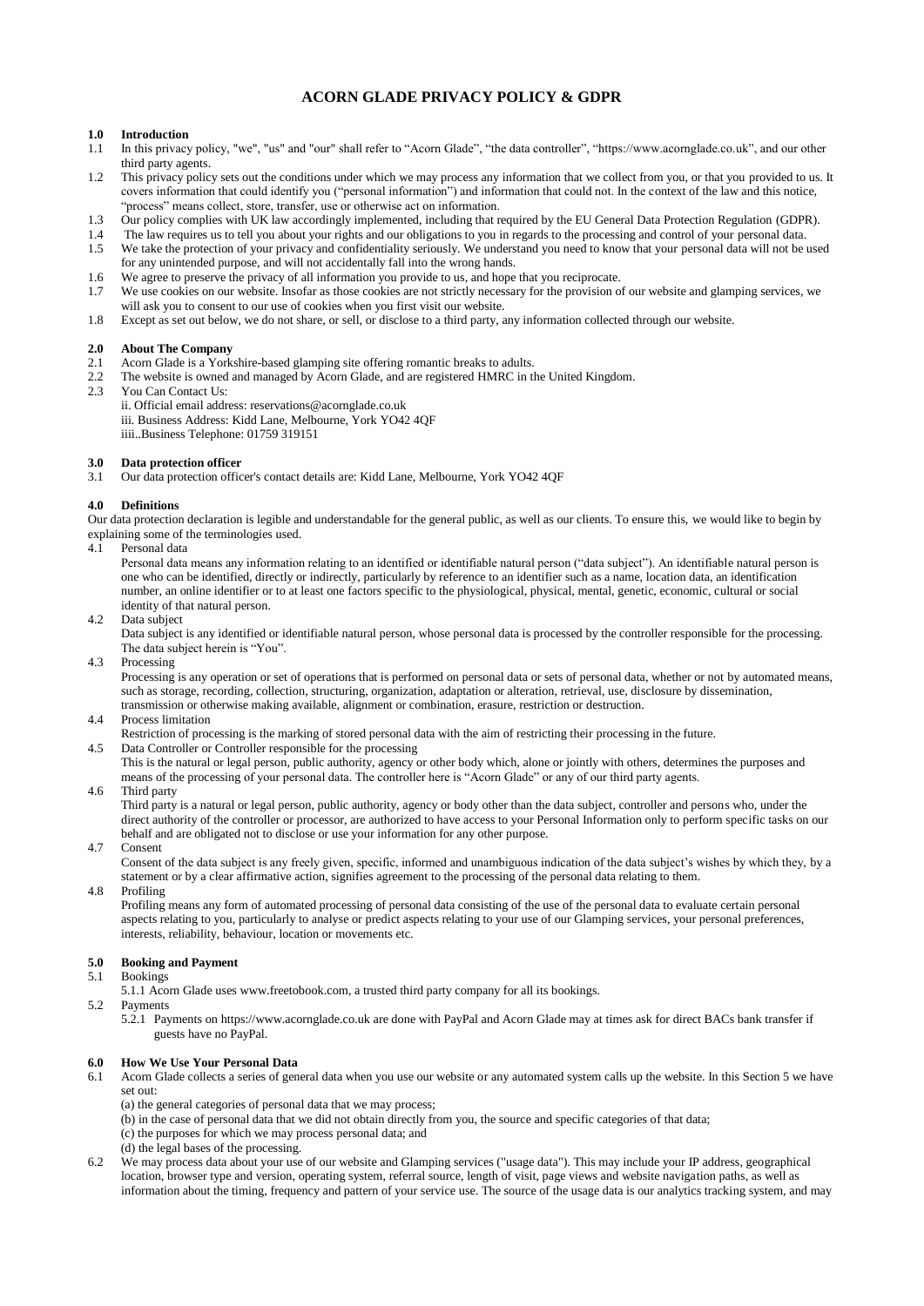# ACORN GLADE PRIVACY POLICY & GDPR

## 1.0 Introduction

1.1 In this privacy policy, "we", "us" and "our" shall refer to "Acorn Glade", "the data controller", "https://www.acornglade.co.uk", and our other third party agents.

1.2 This privacy policy sets out the conditions under which we may process any information that we collect from you, or that you provided to us. It covers information that could identify you ("personal information") and information that could not. In the context of the law and this notice, "process" means collect, store, transfer, use or otherwise act on information.

1.3 Our policy complies with UK law accordingly implemented, including that required by the EU General Data Protection Regulation (GDPR).

1.4 The law requires us to tell you about your rights and our obligations to you in regards to the processing and control of your personal data.

1.5 We take the protection of your privacy and confidentiality seriously. We understand you need to know that your personal data will not be used for any unintended purpose, and will not accidentally fall into the wrong hands.

1.6 We agree to preserve the privacy of all information you provide to us, and hope that you reciprocate.

1.7 We use cookies on our website. Insofar as those cookies are not strictly necessary for the provision of our website and glamping services, we will ask you to consent to our use of cookies when you first visit our website.

1.8 Except as set out below, we do not share, or sell, or disclose to a third party, any information collected through our website.

## 2.0 About The Company

2.1 Acorn Glade is a Yorkshire-based glamping site offering romantic breaks to adults.

2.2 The website is owned and managed by Acorn Glade, and are registered HMRC in the United Kingdom.

2.3 You Can Contact Us:

ii. Official email address: reservations@acornglade.co.uk
iii. Business Address: Kidd Lane, Melbourne, York YO42 4QF
iiii..Business Telephone: 01759 319151

## 3.0 Data protection officer

3.1 Our data protection officer's contact details are: Kidd Lane, Melbourne, York YO42 4QF

## 4.0 Definitions

Our data protection declaration is legible and understandable for the general public, as well as our clients. To ensure this, we would like to begin by explaining some of the terminologies used.

4.1 Personal data

Personal data means any information relating to an identified or identifiable natural person ("data subject"). An identifiable natural person is one who can be identified, directly or indirectly, particularly by reference to an identifier such as a name, location data, an identification number, an online identifier or to at least one factors specific to the physiological, physical, mental, genetic, economic, cultural or social identity of that natural person.

4.2 Data subject

Data subject is any identified or identifiable natural person, whose personal data is processed by the controller responsible for the processing. The data subject herein is "You".

4.3 Processing

Processing is any operation or set of operations that is performed on personal data or sets of personal data, whether or not by automated means, such as storage, recording, collection, structuring, organization, adaptation or alteration, retrieval, use, disclosure by dissemination, transmission or otherwise making available, alignment or combination, erasure, restriction or destruction.

4.4 Process limitation

Restriction of processing is the marking of stored personal data with the aim of restricting their processing in the future.

4.5 Data Controller or Controller responsible for the processing

This is the natural or legal person, public authority, agency or other body which, alone or jointly with others, determines the purposes and means of the processing of your personal data. The controller here is "Acorn Glade" or any of our third party agents.

4.6 Third party

Third party is a natural or legal person, public authority, agency or body other than the data subject, controller and persons who, under the direct authority of the controller or processor, are authorized to have access to your Personal Information only to perform specific tasks on our behalf and are obligated not to disclose or use your information for any other purpose.

4.7 Consent

Consent of the data subject is any freely given, specific, informed and unambiguous indication of the data subject's wishes by which they, by a statement or by a clear affirmative action, signifies agreement to the processing of the personal data relating to them.

4.8 Profiling

Profiling means any form of automated processing of personal data consisting of the use of the personal data to evaluate certain personal aspects relating to you, particularly to analyse or predict aspects relating to your use of our Glamping services, your personal preferences, interests, reliability, behaviour, location or movements etc.

## 5.0 Booking and Payment

5.1 Bookings

5.1.1 Acorn Glade uses www.freetobook.com, a trusted third party company for all its bookings.

5.2 Payments

5.2.1 Payments on https://www.acornglade.co.uk are done with PayPal and Acorn Glade may at times ask for direct BACs bank transfer if guests have no PayPal.

## 6.0 How We Use Your Personal Data

6.1 Acorn Glade collects a series of general data when you use our website or any automated system calls up the website. In this Section 5 we have set out:

(a) the general categories of personal data that we may process;
(b) in the case of personal data that we did not obtain directly from you, the source and specific categories of that data;
(c) the purposes for which we may process personal data; and
(d) the legal bases of the processing.

6.2 We may process data about your use of our website and Glamping services ("usage data"). This may include your IP address, geographical location, browser type and version, operating system, referral source, length of visit, page views and website navigation paths, as well as information about the timing, frequency and pattern of your service use. The source of the usage data is our analytics tracking system, and may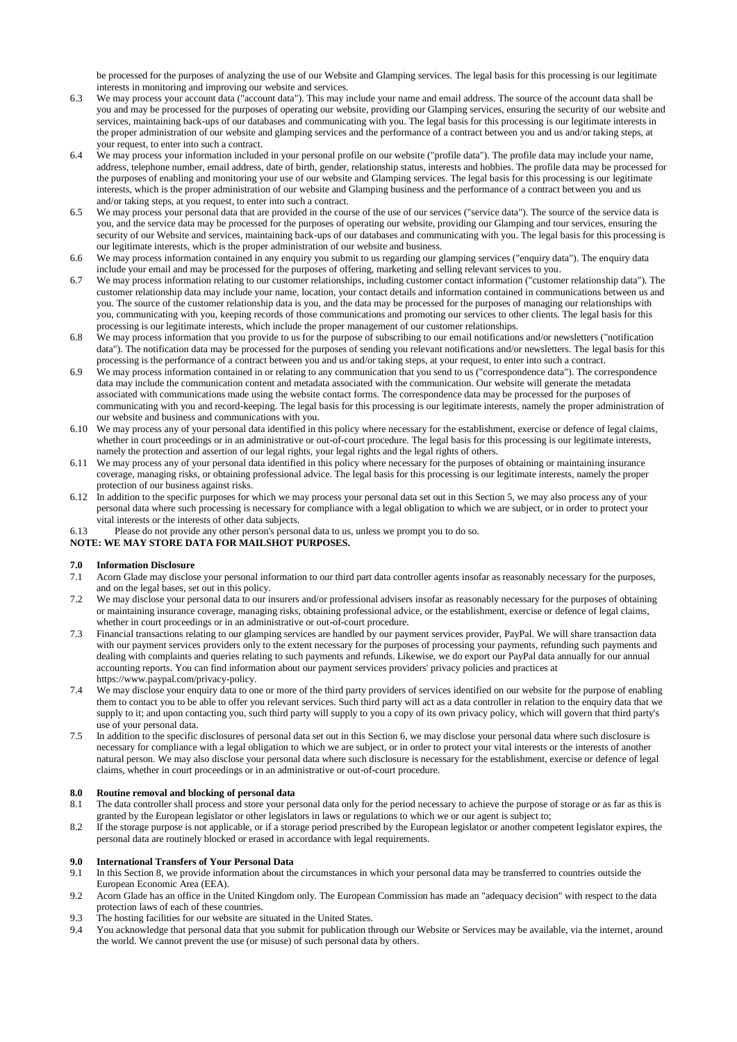be processed for the purposes of analyzing the use of our Website and Glamping services. The legal basis for this processing is our legitimate interests in monitoring and improving our website and services.

6.3 We may process your account data ("account data"). This may include your name and email address. The source of the account data shall be you and may be processed for the purposes of operating our website, providing our Glamping services, ensuring the security of our website and services, maintaining back-ups of our databases and communicating with you. The legal basis for this processing is our legitimate interests in the proper administration of our website and glamping services and the performance of a contract between you and us and/or taking steps, at your request, to enter into such a contract.

6.4 We may process your information included in your personal profile on our website ("profile data"). The profile data may include your name, address, telephone number, email address, date of birth, gender, relationship status, interests and hobbies. The profile data may be processed for the purposes of enabling and monitoring your use of our website and Glamping services. The legal basis for this processing is our legitimate interests, which is the proper administration of our website and Glamping business and the performance of a contract between you and us and/or taking steps, at you request, to enter into such a contract.

6.5 We may process your personal data that are provided in the course of the use of our services ("service data"). The source of the service data is you, and the service data may be processed for the purposes of operating our website, providing our Glamping and tour services, ensuring the security of our Website and services, maintaining back-ups of our databases and communicating with you. The legal basis for this processing is our legitimate interests, which is the proper administration of our website and business.

6.6 We may process information contained in any enquiry you submit to us regarding our glamping services ("enquiry data"). The enquiry data include your email and may be processed for the purposes of offering, marketing and selling relevant services to you.

6.7 We may process information relating to our customer relationships, including customer contact information ("customer relationship data"). The customer relationship data may include your name, location, your contact details and information contained in communications between us and you. The source of the customer relationship data is you, and the data may be processed for the purposes of managing our relationships with you, communicating with you, keeping records of those communications and promoting our services to other clients. The legal basis for this processing is our legitimate interests, which include the proper management of our customer relationships.

6.8 We may process information that you provide to us for the purpose of subscribing to our email notifications and/or newsletters ("notification data"). The notification data may be processed for the purposes of sending you relevant notifications and/or newsletters. The legal basis for this processing is the performance of a contract between you and us and/or taking steps, at your request, to enter into such a contract.

6.9 We may process information contained in or relating to any communication that you send to us ("correspondence data"). The correspondence data may include the communication content and metadata associated with the communication. Our website will generate the metadata associated with communications made using the website contact forms. The correspondence data may be processed for the purposes of communicating with you and record-keeping. The legal basis for this processing is our legitimate interests, namely the proper administration of our website and business and communications with you.

6.10 We may process any of your personal data identified in this policy where necessary for the establishment, exercise or defence of legal claims, whether in court proceedings or in an administrative or out-of-court procedure. The legal basis for this processing is our legitimate interests, namely the protection and assertion of our legal rights, your legal rights and the legal rights of others.

6.11 We may process any of your personal data identified in this policy where necessary for the purposes of obtaining or maintaining insurance coverage, managing risks, or obtaining professional advice. The legal basis for this processing is our legitimate interests, namely the proper protection of our business against risks.

6.12 In addition to the specific purposes for which we may process your personal data set out in this Section 5, we may also process any of your personal data where such processing is necessary for compliance with a legal obligation to which we are subject, or in order to protect your vital interests or the interests of other data subjects.

6.13 Please do not provide any other person's personal data to us, unless we prompt you to do so.

**NOTE: WE MAY STORE DATA FOR MAILSHOT PURPOSES.**

**7.0 Information Disclosure**

7.1 Acorn Glade may disclose your personal information to our third part data controller agents insofar as reasonably necessary for the purposes, and on the legal bases, set out in this policy.

7.2 We may disclose your personal data to our insurers and/or professional advisers insofar as reasonably necessary for the purposes of obtaining or maintaining insurance coverage, managing risks, obtaining professional advice, or the establishment, exercise or defence of legal claims, whether in court proceedings or in an administrative or out-of-court procedure.

7.3 Financial transactions relating to our glamping services are handled by our payment services provider, PayPal. We will share transaction data with our payment services providers only to the extent necessary for the purposes of processing your payments, refunding such payments and dealing with complaints and queries relating to such payments and refunds. Likewise, we do export our PayPal data annually for our annual accounting reports. You can find information about our payment services providers' privacy policies and practices at https://www.paypal.com/privacy-policy.

7.4 We may disclose your enquiry data to one or more of the third party providers of services identified on our website for the purpose of enabling them to contact you to be able to offer you relevant services. Such third party will act as a data controller in relation to the enquiry data that we supply to it; and upon contacting you, such third party will supply to you a copy of its own privacy policy, which will govern that third party's use of your personal data.

7.5 In addition to the specific disclosures of personal data set out in this Section 6, we may disclose your personal data where such disclosure is necessary for compliance with a legal obligation to which we are subject, or in order to protect your vital interests or the interests of another natural person. We may also disclose your personal data where such disclosure is necessary for the establishment, exercise or defence of legal claims, whether in court proceedings or in an administrative or out-of-court procedure.

**8.0 Routine removal and blocking of personal data**

8.1 The data controller shall process and store your personal data only for the period necessary to achieve the purpose of storage or as far as this is granted by the European legislator or other legislators in laws or regulations to which we or our agent is subject to;

8.2 If the storage purpose is not applicable, or if a storage period prescribed by the European legislator or another competent legislator expires, the personal data are routinely blocked or erased in accordance with legal requirements.

**9.0 International Transfers of Your Personal Data**

9.1 In this Section 8, we provide information about the circumstances in which your personal data may be transferred to countries outside the European Economic Area (EEA).

9.2 Acorn Glade has an office in the United Kingdom only. The European Commission has made an "adequacy decision" with respect to the data protection laws of each of these countries.

9.3 The hosting facilities for our website are situated in the United States.

9.4 You acknowledge that personal data that you submit for publication through our Website or Services may be available, via the internet, around the world. We cannot prevent the use (or misuse) of such personal data by others.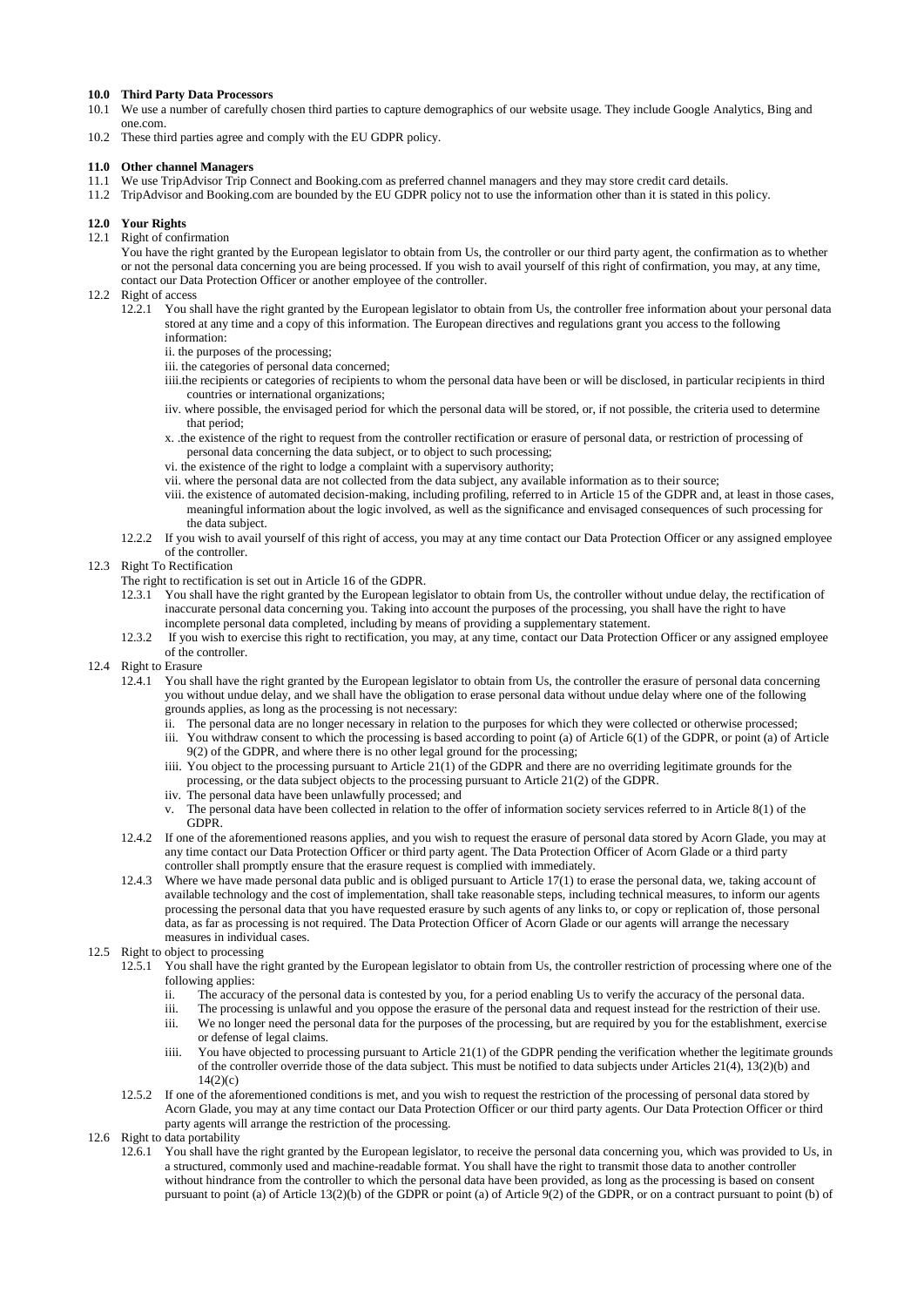**10.0 Third Party Data Processors**

10.1 We use a number of carefully chosen third parties to capture demographics of our website usage. They include Google Analytics, Bing and one.com.

10.2 These third parties agree and comply with the EU GDPR policy.

**11.0 Other channel Managers**

11.1 We use TripAdvisor Trip Connect and Booking.com as preferred channel managers and they may store credit card details.

11.2 TripAdvisor and Booking.com are bounded by the EU GDPR policy not to use the information other than it is stated in this policy.

**12.0 Your Rights**

12.1 Right of confirmation

You have the right granted by the European legislator to obtain from Us, the controller or our third party agent, the confirmation as to whether or not the personal data concerning you are being processed. If you wish to avail yourself of this right of confirmation, you may, at any time, contact our Data Protection Officer or another employee of the controller.

12.2 Right of access

12.2.1 You shall have the right granted by the European legislator to obtain from Us, the controller free information about your personal data stored at any time and a copy of this information. The European directives and regulations grant you access to the following information:

ii. the purposes of the processing;
iii. the categories of personal data concerned;
iiii.the recipients or categories of recipients to whom the personal data have been or will be disclosed, in particular recipients in third countries or international organizations;
iiv. where possible, the envisaged period for which the personal data will be stored, or, if not possible, the criteria used to determine that period;
x. .the existence of the right to request from the controller rectification or erasure of personal data, or restriction of processing of personal data concerning the data subject, or to object to such processing;
vi. the existence of the right to lodge a complaint with a supervisory authority;
vii. where the personal data are not collected from the data subject, any available information as to their source;
viii. the existence of automated decision-making, including profiling, referred to in Article 15 of the GDPR and, at least in those cases, meaningful information about the logic involved, as well as the significance and envisaged consequences of such processing for the data subject.

12.2.2 If you wish to avail yourself of this right of access, you may at any time contact our Data Protection Officer or any assigned employee of the controller.

12.3 Right To Rectification

The right to rectification is set out in Article 16 of the GDPR.

12.3.1 You shall have the right granted by the European legislator to obtain from Us, the controller without undue delay, the rectification of inaccurate personal data concerning you. Taking into account the purposes of the processing, you shall have the right to have incomplete personal data completed, including by means of providing a supplementary statement.

12.3.2 If you wish to exercise this right to rectification, you may, at any time, contact our Data Protection Officer or any assigned employee of the controller.

12.4 Right to Erasure

12.4.1 You shall have the right granted by the European legislator to obtain from Us, the controller the erasure of personal data concerning you without undue delay, and we shall have the obligation to erase personal data without undue delay where one of the following grounds applies, as long as the processing is not necessary:

ii. The personal data are no longer necessary in relation to the purposes for which they were collected or otherwise processed;
iii. You withdraw consent to which the processing is based according to point (a) of Article 6(1) of the GDPR, or point (a) of Article 9(2) of the GDPR, and where there is no other legal ground for the processing;
iiii. You object to the processing pursuant to Article 21(1) of the GDPR and there are no overriding legitimate grounds for the processing, or the data subject objects to the processing pursuant to Article 21(2) of the GDPR.
iiv. The personal data have been unlawfully processed; and
v. The personal data have been collected in relation to the offer of information society services referred to in Article 8(1) of the GDPR.

12.4.2 If one of the aforementioned reasons applies, and you wish to request the erasure of personal data stored by Acorn Glade, you may at any time contact our Data Protection Officer or third party agent. The Data Protection Officer of Acorn Glade or a third party controller shall promptly ensure that the erasure request is complied with immediately.

12.4.3 Where we have made personal data public and is obliged pursuant to Article 17(1) to erase the personal data, we, taking account of available technology and the cost of implementation, shall take reasonable steps, including technical measures, to inform our agents processing the personal data that you have requested erasure by such agents of any links to, or copy or replication of, those personal data, as far as processing is not required. The Data Protection Officer of Acorn Glade or our agents will arrange the necessary measures in individual cases.

12.5 Right to object to processing

12.5.1 You shall have the right granted by the European legislator to obtain from Us, the controller restriction of processing where one of the following applies:

ii. The accuracy of the personal data is contested by you, for a period enabling Us to verify the accuracy of the personal data.
iii. The processing is unlawful and you oppose the erasure of the personal data and request instead for the restriction of their use.
iii. We no longer need the personal data for the purposes of the processing, but are required by you for the establishment, exercise or defense of legal claims.
iiii. You have objected to processing pursuant to Article 21(1) of the GDPR pending the verification whether the legitimate grounds of the controller override those of the data subject. This must be notified to data subjects under Articles 21(4), 13(2)(b) and 14(2)(c)

12.5.2 If one of the aforementioned conditions is met, and you wish to request the restriction of the processing of personal data stored by Acorn Glade, you may at any time contact our Data Protection Officer or our third party agents. Our Data Protection Officer or third party agents will arrange the restriction of the processing.

12.6 Right to data portability

12.6.1 You shall have the right granted by the European legislator, to receive the personal data concerning you, which was provided to Us, in a structured, commonly used and machine-readable format. You shall have the right to transmit those data to another controller without hindrance from the controller to which the personal data have been provided, as long as the processing is based on consent pursuant to point (a) of Article 13(2)(b) of the GDPR or point (a) of Article 9(2) of the GDPR, or on a contract pursuant to point (b) of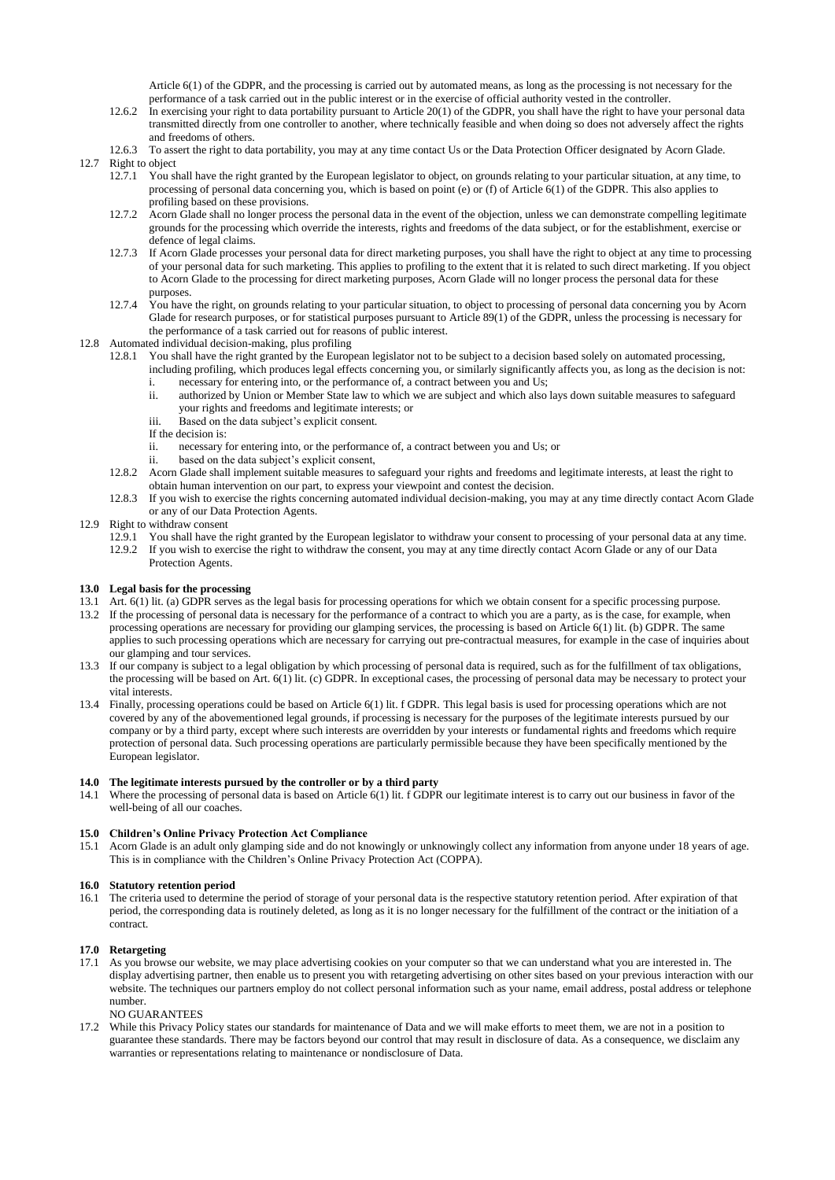Article 6(1) of the GDPR, and the processing is carried out by automated means, as long as the processing is not necessary for the performance of a task carried out in the public interest or in the exercise of official authority vested in the controller.

12.6.2 In exercising your right to data portability pursuant to Article 20(1) of the GDPR, you shall have the right to have your personal data transmitted directly from one controller to another, where technically feasible and when doing so does not adversely affect the rights and freedoms of others.

12.6.3 To assert the right to data portability, you may at any time contact Us or the Data Protection Officer designated by Acorn Glade.

12.7 Right to object

12.7.1 You shall have the right granted by the European legislator to object, on grounds relating to your particular situation, at any time, to processing of personal data concerning you, which is based on point (e) or (f) of Article 6(1) of the GDPR. This also applies to profiling based on these provisions.

12.7.2 Acorn Glade shall no longer process the personal data in the event of the objection, unless we can demonstrate compelling legitimate grounds for the processing which override the interests, rights and freedoms of the data subject, or for the establishment, exercise or defence of legal claims.

12.7.3 If Acorn Glade processes your personal data for direct marketing purposes, you shall have the right to object at any time to processing of your personal data for such marketing. This applies to profiling to the extent that it is related to such direct marketing. If you object to Acorn Glade to the processing for direct marketing purposes, Acorn Glade will no longer process the personal data for these purposes.

12.7.4 You have the right, on grounds relating to your particular situation, to object to processing of personal data concerning you by Acorn Glade for research purposes, or for statistical purposes pursuant to Article 89(1) of the GDPR, unless the processing is necessary for the performance of a task carried out for reasons of public interest.

12.8 Automated individual decision-making, plus profiling

12.8.1 You shall have the right granted by the European legislator not to be subject to a decision based solely on automated processing, including profiling, which produces legal effects concerning you, or similarly significantly affects you, as long as the decision is not:

i. necessary for entering into, or the performance of, a contract between you and Us;
ii. authorized by Union or Member State law to which we are subject and which also lays down suitable measures to safeguard your rights and freedoms and legitimate interests; or
iii. Based on the data subject's explicit consent.

If the decision is:

ii. necessary for entering into, or the performance of, a contract between you and Us; or
ii. based on the data subject's explicit consent,

12.8.2 Acorn Glade shall implement suitable measures to safeguard your rights and freedoms and legitimate interests, at least the right to obtain human intervention on our part, to express your viewpoint and contest the decision.

12.8.3 If you wish to exercise the rights concerning automated individual decision-making, you may at any time directly contact Acorn Glade or any of our Data Protection Agents.

12.9 Right to withdraw consent

12.9.1 You shall have the right granted by the European legislator to withdraw your consent to processing of your personal data at any time.

12.9.2 If you wish to exercise the right to withdraw the consent, you may at any time directly contact Acorn Glade or any of our Data Protection Agents.

**13.0 Legal basis for the processing**

13.1 Art. 6(1) lit. (a) GDPR serves as the legal basis for processing operations for which we obtain consent for a specific processing purpose.

13.2 If the processing of personal data is necessary for the performance of a contract to which you are a party, as is the case, for example, when processing operations are necessary for providing our glamping services, the processing is based on Article 6(1) lit. (b) GDPR. The same applies to such processing operations which are necessary for carrying out pre-contractual measures, for example in the case of inquiries about our glamping and tour services.

13.3 If our company is subject to a legal obligation by which processing of personal data is required, such as for the fulfillment of tax obligations, the processing will be based on Art. 6(1) lit. (c) GDPR. In exceptional cases, the processing of personal data may be necessary to protect your vital interests.

13.4 Finally, processing operations could be based on Article 6(1) lit. f GDPR. This legal basis is used for processing operations which are not covered by any of the abovementioned legal grounds, if processing is necessary for the purposes of the legitimate interests pursued by our company or by a third party, except where such interests are overridden by your interests or fundamental rights and freedoms which require protection of personal data. Such processing operations are particularly permissible because they have been specifically mentioned by the European legislator.

**14.0 The legitimate interests pursued by the controller or by a third party**

14.1 Where the processing of personal data is based on Article 6(1) lit. f GDPR our legitimate interest is to carry out our business in favor of the well-being of all our coaches.

**15.0 Children's Online Privacy Protection Act Compliance**

15.1 Acorn Glade is an adult only glamping side and do not knowingly or unknowingly collect any information from anyone under 18 years of age. This is in compliance with the Children's Online Privacy Protection Act (COPPA).

**16.0 Statutory retention period**

16.1 The criteria used to determine the period of storage of your personal data is the respective statutory retention period. After expiration of that period, the corresponding data is routinely deleted, as long as it is no longer necessary for the fulfillment of the contract or the initiation of a contract.

**17.0 Retargeting**

17.1 As you browse our website, we may place advertising cookies on your computer so that we can understand what you are interested in. The display advertising partner, then enable us to present you with retargeting advertising on other sites based on your previous interaction with our website. The techniques our partners employ do not collect personal information such as your name, email address, postal address or telephone number.

NO GUARANTEES

17.2 While this Privacy Policy states our standards for maintenance of Data and we will make efforts to meet them, we are not in a position to guarantee these standards. There may be factors beyond our control that may result in disclosure of data. As a consequence, we disclaim any warranties or representations relating to maintenance or nondisclosure of Data.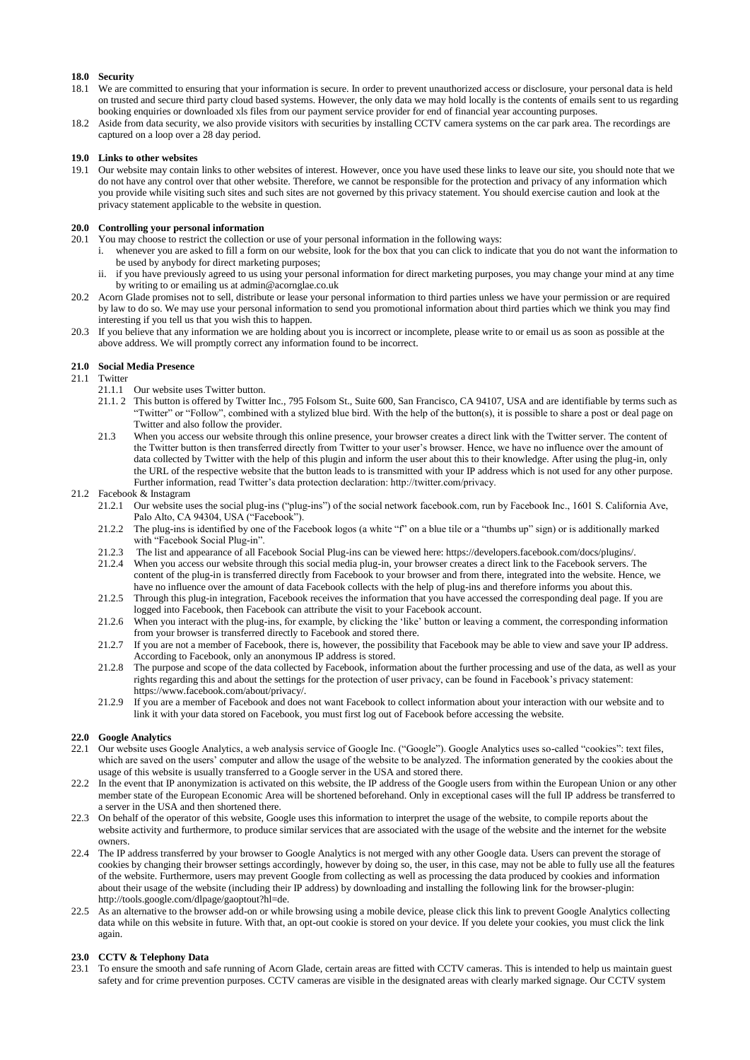**18.0 Security**

18.1 We are committed to ensuring that your information is secure. In order to prevent unauthorized access or disclosure, your personal data is held on trusted and secure third party cloud based systems. However, the only data we may hold locally is the contents of emails sent to us regarding booking enquiries or downloaded xls files from our payment service provider for end of financial year accounting purposes.

18.2 Aside from data security, we also provide visitors with securities by installing CCTV camera systems on the car park area. The recordings are captured on a loop over a 28 day period.

**19.0 Links to other websites**

19.1 Our website may contain links to other websites of interest. However, once you have used these links to leave our site, you should note that we do not have any control over that other website. Therefore, we cannot be responsible for the protection and privacy of any information which you provide while visiting such sites and such sites are not governed by this privacy statement. You should exercise caution and look at the privacy statement applicable to the website in question.

**20.0 Controlling your personal information**

20.1 You may choose to restrict the collection or use of your personal information in the following ways:

i. whenever you are asked to fill a form on our website, look for the box that you can click to indicate that you do not want the information to be used by anybody for direct marketing purposes;

ii. if you have previously agreed to us using your personal information for direct marketing purposes, you may change your mind at any time by writing to or emailing us at admin@acornglae.co.uk

20.2 Acorn Glade promises not to sell, distribute or lease your personal information to third parties unless we have your permission or are required by law to do so. We may use your personal information to send you promotional information about third parties which we think you may find interesting if you tell us that you wish this to happen.

20.3 If you believe that any information we are holding about you is incorrect or incomplete, please write to or email us as soon as possible at the above address. We will promptly correct any information found to be incorrect.

**21.0 Social Media Presence**

21.1 Twitter

21.1.1 Our website uses Twitter button.

21.1. 2 This button is offered by Twitter Inc., 795 Folsom St., Suite 600, San Francisco, CA 94107, USA and are identifiable by terms such as "Twitter" or "Follow", combined with a stylized blue bird. With the help of the button(s), it is possible to share a post or deal page on Twitter and also follow the provider.

21.3 When you access our website through this online presence, your browser creates a direct link with the Twitter server. The content of the Twitter button is then transferred directly from Twitter to your user's browser. Hence, we have no influence over the amount of data collected by Twitter with the help of this plugin and inform the user about this to their knowledge. After using the plug-in, only the URL of the respective website that the button leads to is transmitted with your IP address which is not used for any other purpose. Further information, read Twitter's data protection declaration: http://twitter.com/privacy.

21.2 Facebook & Instagram

21.2.1 Our website uses the social plug-ins ("plug-ins") of the social network facebook.com, run by Facebook Inc., 1601 S. California Ave, Palo Alto, CA 94304, USA ("Facebook").

21.2.2 The plug-ins is identified by one of the Facebook logos (a white "f" on a blue tile or a "thumbs up" sign) or is additionally marked with "Facebook Social Plug-in".

21.2.3 The list and appearance of all Facebook Social Plug-ins can be viewed here: https://developers.facebook.com/docs/plugins/.

21.2.4 When you access our website through this social media plug-in, your browser creates a direct link to the Facebook servers. The content of the plug-in is transferred directly from Facebook to your browser and from there, integrated into the website. Hence, we have no influence over the amount of data Facebook collects with the help of plug-ins and therefore informs you about this.

21.2.5 Through this plug-in integration, Facebook receives the information that you have accessed the corresponding deal page. If you are logged into Facebook, then Facebook can attribute the visit to your Facebook account.

21.2.6 When you interact with the plug-ins, for example, by clicking the 'like' button or leaving a comment, the corresponding information from your browser is transferred directly to Facebook and stored there.

21.2.7 If you are not a member of Facebook, there is, however, the possibility that Facebook may be able to view and save your IP address. According to Facebook, only an anonymous IP address is stored.

21.2.8 The purpose and scope of the data collected by Facebook, information about the further processing and use of the data, as well as your rights regarding this and about the settings for the protection of user privacy, can be found in Facebook's privacy statement: https://www.facebook.com/about/privacy/.

21.2.9 If you are a member of Facebook and does not want Facebook to collect information about your interaction with our website and to link it with your data stored on Facebook, you must first log out of Facebook before accessing the website.

**22.0 Google Analytics**

22.1 Our website uses Google Analytics, a web analysis service of Google Inc. ("Google"). Google Analytics uses so-called "cookies": text files, which are saved on the users' computer and allow the usage of the website to be analyzed. The information generated by the cookies about the usage of this website is usually transferred to a Google server in the USA and stored there.

22.2 In the event that IP anonymization is activated on this website, the IP address of the Google users from within the European Union or any other member state of the European Economic Area will be shortened beforehand. Only in exceptional cases will the full IP address be transferred to a server in the USA and then shortened there.

22.3 On behalf of the operator of this website, Google uses this information to interpret the usage of the website, to compile reports about the website activity and furthermore, to produce similar services that are associated with the usage of the website and the internet for the website owners.

22.4 The IP address transferred by your browser to Google Analytics is not merged with any other Google data. Users can prevent the storage of cookies by changing their browser settings accordingly, however by doing so, the user, in this case, may not be able to fully use all the features of the website. Furthermore, users may prevent Google from collecting as well as processing the data produced by cookies and information about their usage of the website (including their IP address) by downloading and installing the following link for the browser-plugin: http://tools.google.com/dlpage/gaoptout?hl=de.

22.5 As an alternative to the browser add-on or while browsing using a mobile device, please click this link to prevent Google Analytics collecting data while on this website in future. With that, an opt-out cookie is stored on your device. If you delete your cookies, you must click the link again.

**23.0 CCTV & Telephony Data**

23.1 To ensure the smooth and safe running of Acorn Glade, certain areas are fitted with CCTV cameras. This is intended to help us maintain guest safety and for crime prevention purposes. CCTV cameras are visible in the designated areas with clearly marked signage. Our CCTV system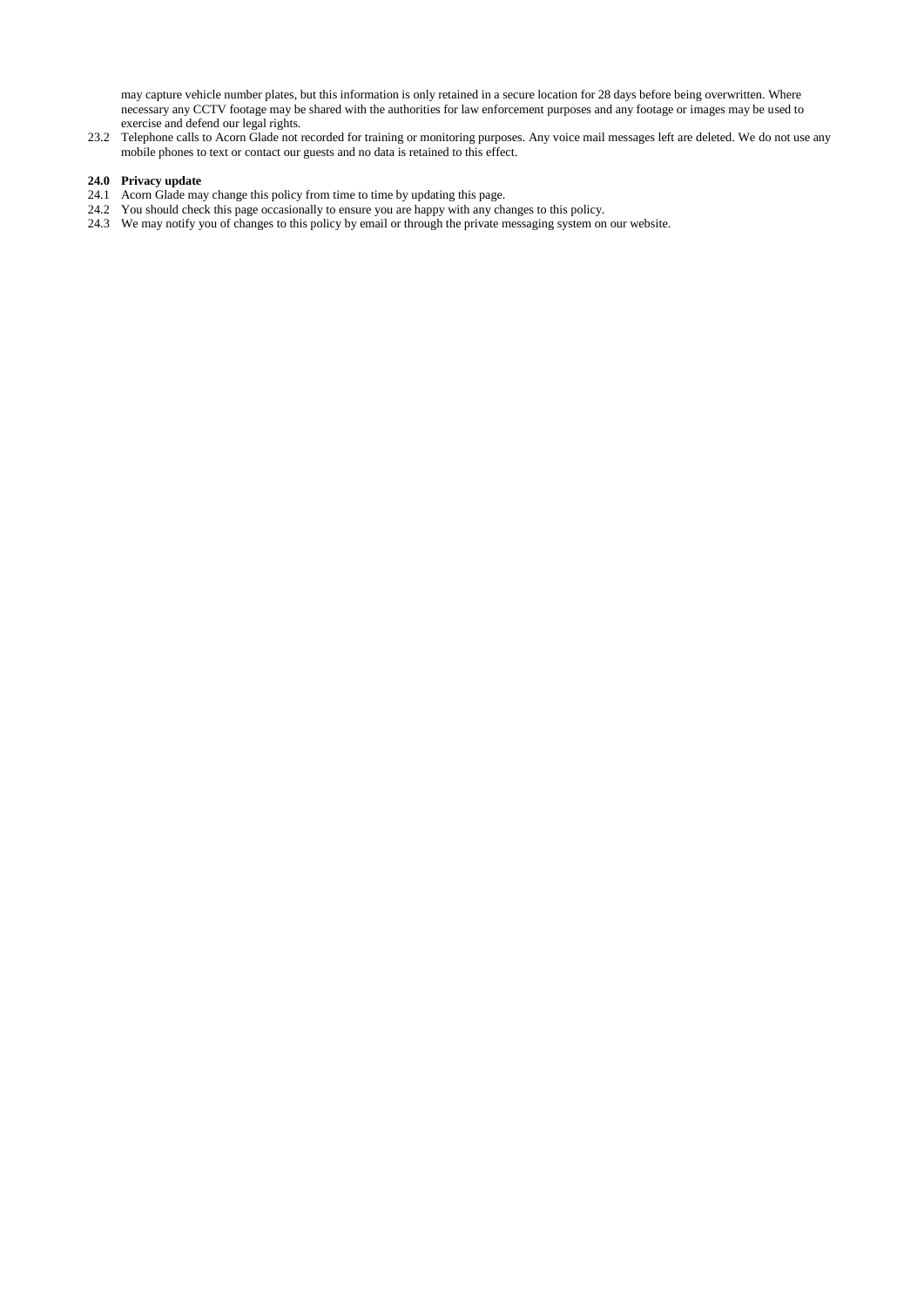may capture vehicle number plates, but this information is only retained in a secure location for 28 days before being overwritten. Where necessary any CCTV footage may be shared with the authorities for law enforcement purposes and any footage or images may be used to exercise and defend our legal rights.

23.2 Telephone calls to Acorn Glade not recorded for training or monitoring purposes. Any voice mail messages left are deleted. We do not use any mobile phones to text or contact our guests and no data is retained to this effect.

**24.0 Privacy update**

24.1 Acorn Glade may change this policy from time to time by updating this page.

24.2 You should check this page occasionally to ensure you are happy with any changes to this policy.

24.3 We may notify you of changes to this policy by email or through the private messaging system on our website.